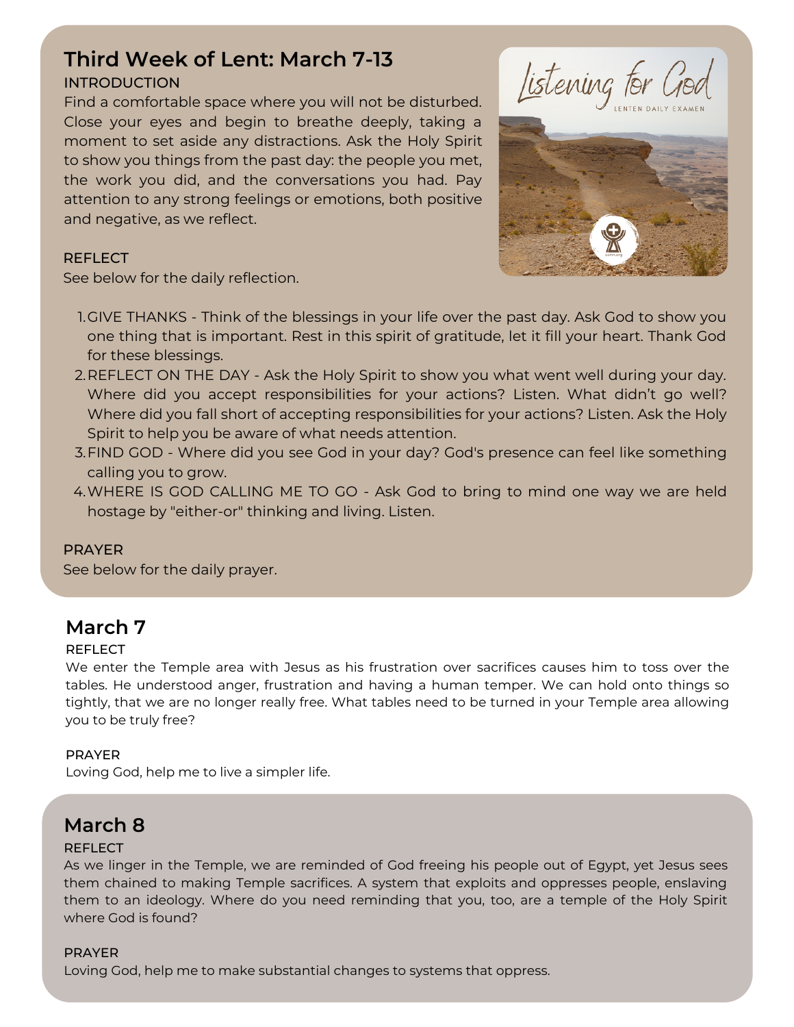## Third Week of Lent: March 7-13

INTRODUCTION

Find a comfortable space where you will not be disturbed. Close your eyes and begin to breathe deeply, taking a moment to set aside any distractions. Ask the Holy Spirit to show you things from the past day: the people you met, the work you did, and the conversations you had. Pay attention to any strong feelings or emotions, both positive and negative, as we reflect.

Listening for God

LENTEN DAILY EXAMEN

REFLECT

See below for the daily reflection.

1. GIVE THANKS - Think of the blessings in your life over the past day. Ask God to show you one thing that is important. Rest in this spirit of gratitude, let it fill your heart. Thank God for these blessings.
2. REFLECT ON THE DAY - Ask the Holy Spirit to show you what went well during your day. Where did you accept responsibilities for your actions? Listen. What didn't go well? Where did you fall short of accepting responsibilities for your actions? Listen. Ask the Holy Spirit to help you be aware of what needs attention.
3. FIND GOD - Where did you see God in your day? God's presence can feel like something calling you to grow.
4. WHERE IS GOD CALLING ME TO GO - Ask God to bring to mind one way we are held hostage by "either-or" thinking and living. Listen.

PRAYER

See below for the daily prayer.

## March 7

REFLECT

We enter the Temple area with Jesus as his frustration over sacrifices causes him to toss over the tables. He understood anger, frustration and having a human temper. We can hold onto things so tightly, that we are no longer really free. What tables need to be turned in your Temple area allowing you to be truly free?

PRAYER

Loving God, help me to live a simpler life.

## March 8

REFLECT

As we linger in the Temple, we are reminded of God freeing his people out of Egypt, yet Jesus sees them chained to making Temple sacrifices. A system that exploits and oppresses people, enslaving them to an ideology. Where do you need reminding that you, too, are a temple of the Holy Spirit where God is found?

PRAYER

Loving God, help me to make substantial changes to systems that oppress.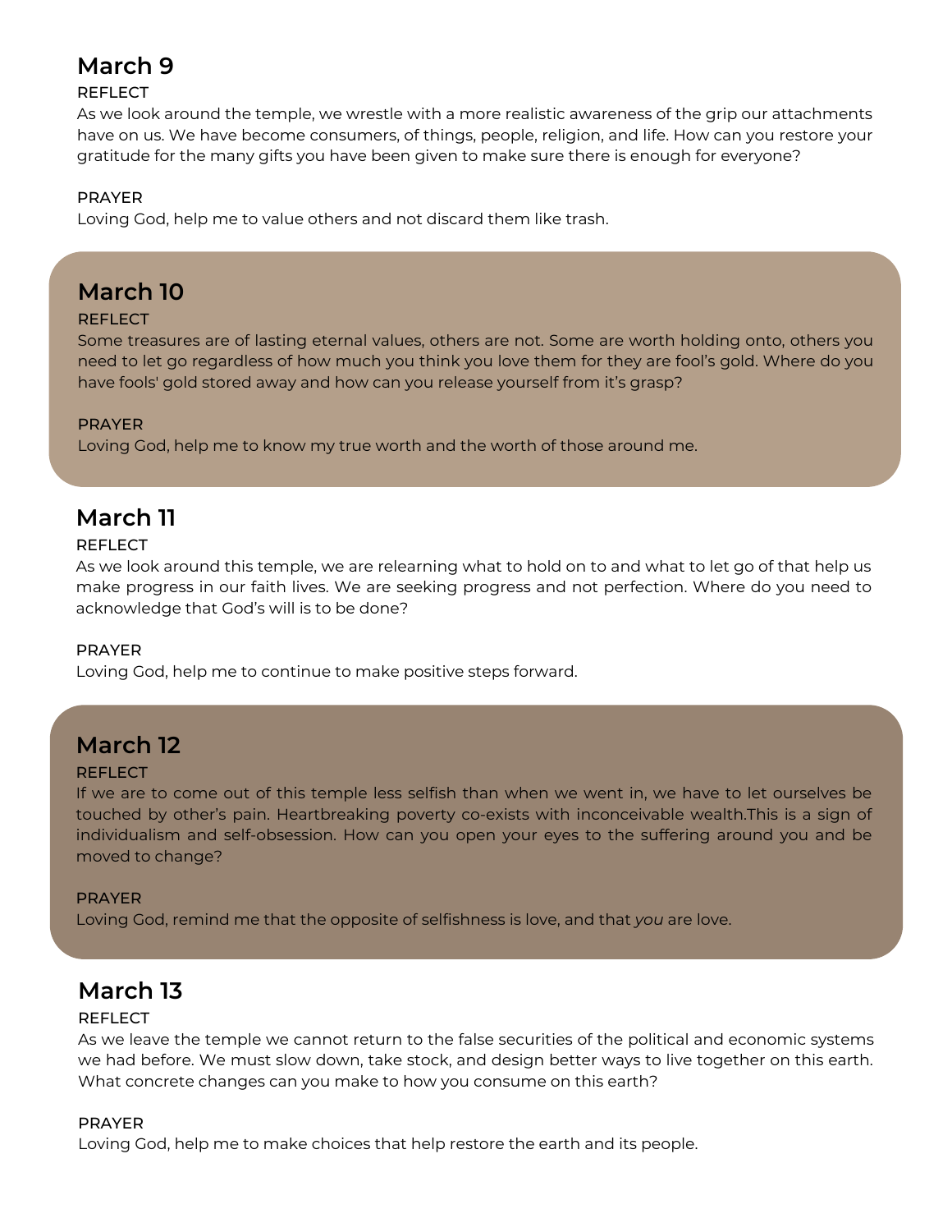## March 9

REFLECT

As we look around the temple, we wrestle with a more realistic awareness of the grip our attachments have on us. We have become consumers, of things, people, religion, and life. How can you restore your gratitude for the many gifts you have been given to make sure there is enough for everyone?

PRAYER

Loving God, help me to value others and not discard them like trash.

## March 10

REFLECT

Some treasures are of lasting eternal values, others are not. Some are worth holding onto, others you need to let go regardless of how much you think you love them for they are fool's gold. Where do you have fools' gold stored away and how can you release yourself from it's grasp?

PRAYER

Loving God, help me to know my true worth and the worth of those around me.

## March 11

REFLECT

As we look around this temple, we are relearning what to hold on to and what to let go of that help us make progress in our faith lives. We are seeking progress and not perfection. Where do you need to acknowledge that God's will is to be done?

PRAYER

Loving God, help me to continue to make positive steps forward.

## March 12

REFLECT

If we are to come out of this temple less selfish than when we went in, we have to let ourselves be touched by other's pain. Heartbreaking poverty co-exists with inconceivable wealth.This is a sign of individualism and self-obsession. How can you open your eyes to the suffering around you and be moved to change?

PRAYER

Loving God, remind me that the opposite of selfishness is love, and that *you* are love.

## March 13

REFLECT

As we leave the temple we cannot return to the false securities of the political and economic systems we had before. We must slow down, take stock, and design better ways to live together on this earth. What concrete changes can you make to how you consume on this earth?

PRAYER

Loving God, help me to make choices that help restore the earth and its people.